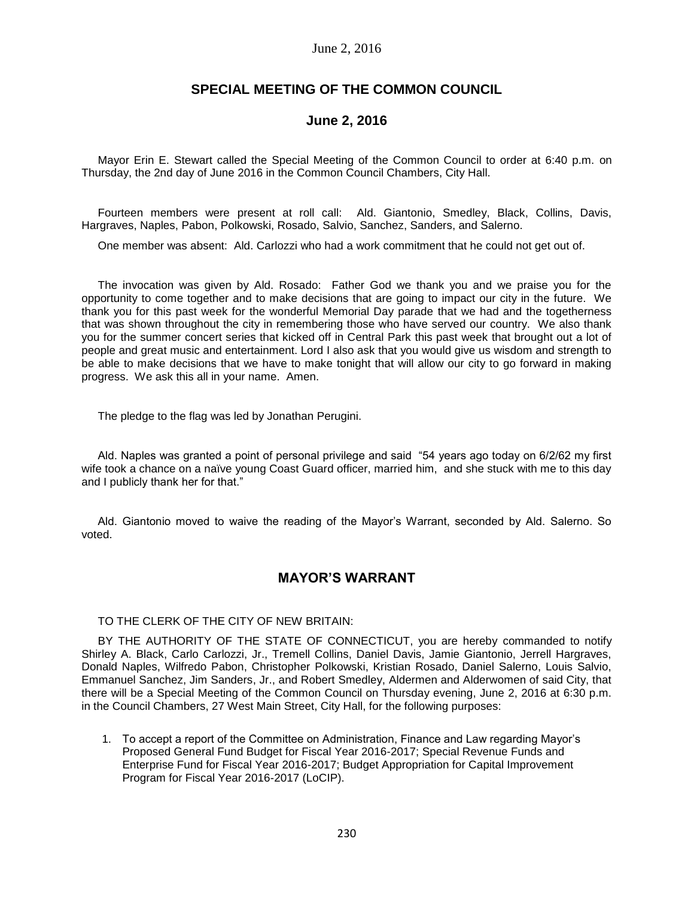## SPECIAL MEETING OF THE COMMON COUNCIL

## June 2, 2016

Mayor Erin E. Stewart called the Special Meeting of the Common Council to order at 6:40 p.m. on Thursday, the 2nd day of June 2016 in the Common Council Chambers, City Hall.

Fourteen members were present at roll call: Ald. Giantonio, Smedley, Black, Collins, Davis, Hargraves, Naples, Pabon, Polkowski, Rosado, Salvio, Sanchez, Sanders, and Salerno.

One member was absent: Ald. Carlozzi who had a work commitment that he could not get out of.

The invocation was given by Ald. Rosado: Father God we thank you and we praise you for the opportunity to come together and to make decisions that are going to impact our city in the future. We thank you for this past week for the wonderful Memorial Day parade that we had and the togetherness that was shown throughout the city in remembering those who have served our country. We also thank you for the summer concert series that kicked off in Central Park this past week that brought out a lot of people and great music and entertainment. Lord I also ask that you would give us wisdom and strength to be able to make decisions that we have to make tonight that will allow our city to go forward in making progress. We ask this all in your name. Amen.

The pledge to the flag was led by Jonathan Perugini.

Ald. Naples was granted a point of personal privilege and said "54 years ago today on 6/2/62 my first wife took a chance on a naïve young Coast Guard officer, married him, and she stuck with me to this day and I publicly thank her for that."

Ald. Giantonio moved to waive the reading of the Mayor's Warrant, seconded by Ald. Salerno. So voted.

## MAYOR'S WARRANT

TO THE CLERK OF THE CITY OF NEW BRITAIN:

BY THE AUTHORITY OF THE STATE OF CONNECTICUT, you are hereby commanded to notify Shirley A. Black, Carlo Carlozzi, Jr., Tremell Collins, Daniel Davis, Jamie Giantonio, Jerrell Hargraves, Donald Naples, Wilfredo Pabon, Christopher Polkowski, Kristian Rosado, Daniel Salerno, Louis Salvio, Emmanuel Sanchez, Jim Sanders, Jr., and Robert Smedley, Aldermen and Alderwomen of said City, that there will be a Special Meeting of the Common Council on Thursday evening, June 2, 2016 at 6:30 p.m. in the Council Chambers, 27 West Main Street, City Hall, for the following purposes:

1. To accept a report of the Committee on Administration, Finance and Law regarding Mayor's Proposed General Fund Budget for Fiscal Year 2016-2017; Special Revenue Funds and Enterprise Fund for Fiscal Year 2016-2017; Budget Appropriation for Capital Improvement Program for Fiscal Year 2016-2017 (LoCIP).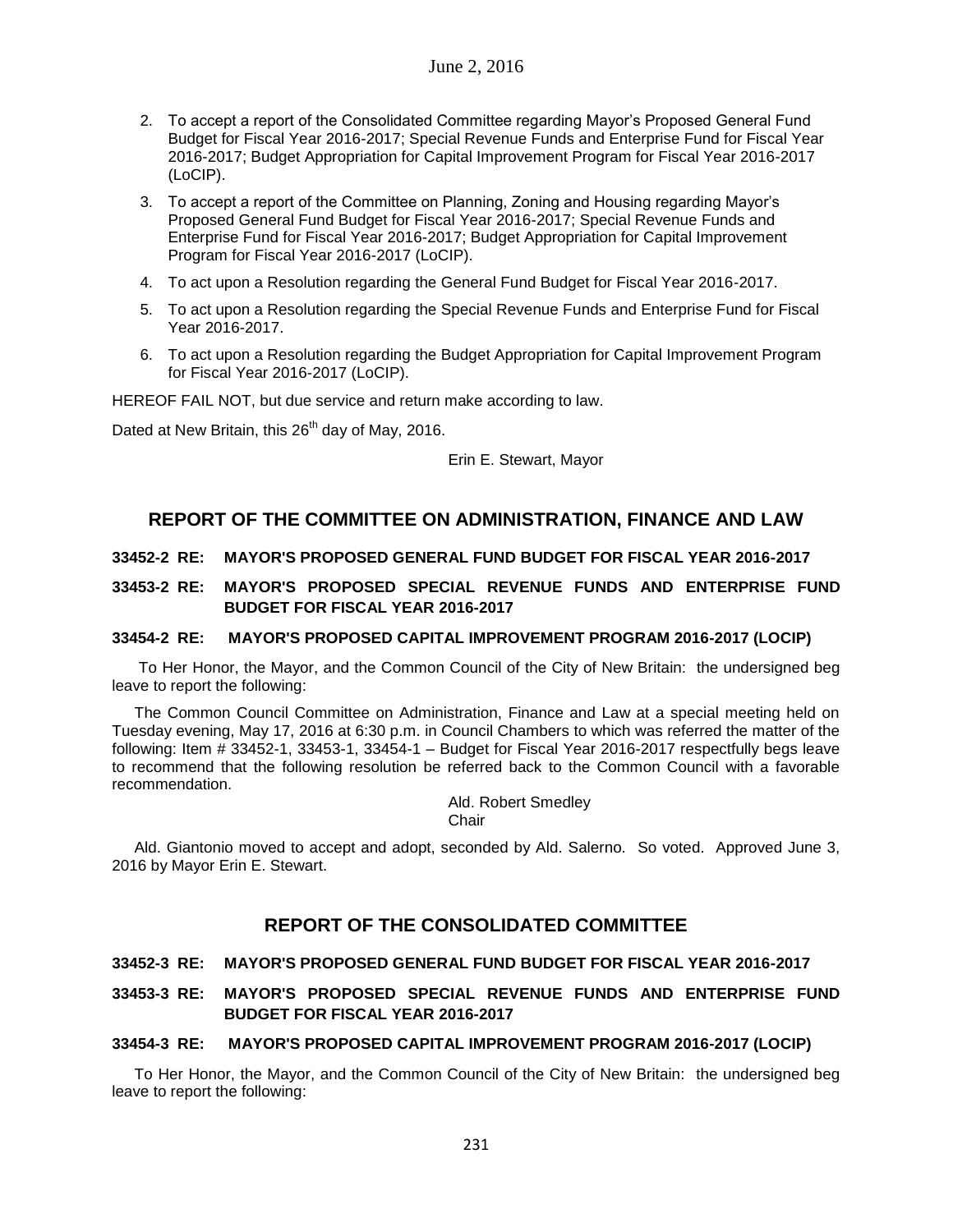2. To accept a report of the Consolidated Committee regarding Mayor's Proposed General Fund Budget for Fiscal Year 2016-2017; Special Revenue Funds and Enterprise Fund for Fiscal Year 2016-2017; Budget Appropriation for Capital Improvement Program for Fiscal Year 2016-2017 (LoCIP).
3. To accept a report of the Committee on Planning, Zoning and Housing regarding Mayor's Proposed General Fund Budget for Fiscal Year 2016-2017; Special Revenue Funds and Enterprise Fund for Fiscal Year 2016-2017; Budget Appropriation for Capital Improvement Program for Fiscal Year 2016-2017 (LoCIP).
4. To act upon a Resolution regarding the General Fund Budget for Fiscal Year 2016-2017.
5. To act upon a Resolution regarding the Special Revenue Funds and Enterprise Fund for Fiscal Year 2016-2017.
6. To act upon a Resolution regarding the Budget Appropriation for Capital Improvement Program for Fiscal Year 2016-2017 (LoCIP).

HEREOF FAIL NOT, but due service and return make according to law.

Dated at New Britain, this 26th day of May, 2016.

Erin E. Stewart, Mayor

## REPORT OF THE COMMITTEE ON ADMINISTRATION, FINANCE AND LAW

**33452-2 RE: MAYOR'S PROPOSED GENERAL FUND BUDGET FOR FISCAL YEAR 2016-2017**

**33453-2 RE: MAYOR'S PROPOSED SPECIAL REVENUE FUNDS AND ENTERPRISE FUND BUDGET FOR FISCAL YEAR 2016-2017**

**33454-2 RE: MAYOR'S PROPOSED CAPITAL IMPROVEMENT PROGRAM 2016-2017 (LOCIP)**

To Her Honor, the Mayor, and the Common Council of the City of New Britain: the undersigned beg leave to report the following:

The Common Council Committee on Administration, Finance and Law at a special meeting held on Tuesday evening, May 17, 2016 at 6:30 p.m. in Council Chambers to which was referred the matter of the following: Item # 33452-1, 33453-1, 33454-1 – Budget for Fiscal Year 2016-2017 respectfully begs leave to recommend that the following resolution be referred back to the Common Council with a favorable recommendation.

Ald. Robert Smedley
Chair

Ald. Giantonio moved to accept and adopt, seconded by Ald. Salerno. So voted. Approved June 3, 2016 by Mayor Erin E. Stewart.

## REPORT OF THE CONSOLIDATED COMMITTEE

**33452-3 RE: MAYOR'S PROPOSED GENERAL FUND BUDGET FOR FISCAL YEAR 2016-2017**

**33453-3 RE: MAYOR'S PROPOSED SPECIAL REVENUE FUNDS AND ENTERPRISE FUND BUDGET FOR FISCAL YEAR 2016-2017**

**33454-3 RE: MAYOR'S PROPOSED CAPITAL IMPROVEMENT PROGRAM 2016-2017 (LOCIP)**

To Her Honor, the Mayor, and the Common Council of the City of New Britain: the undersigned beg leave to report the following: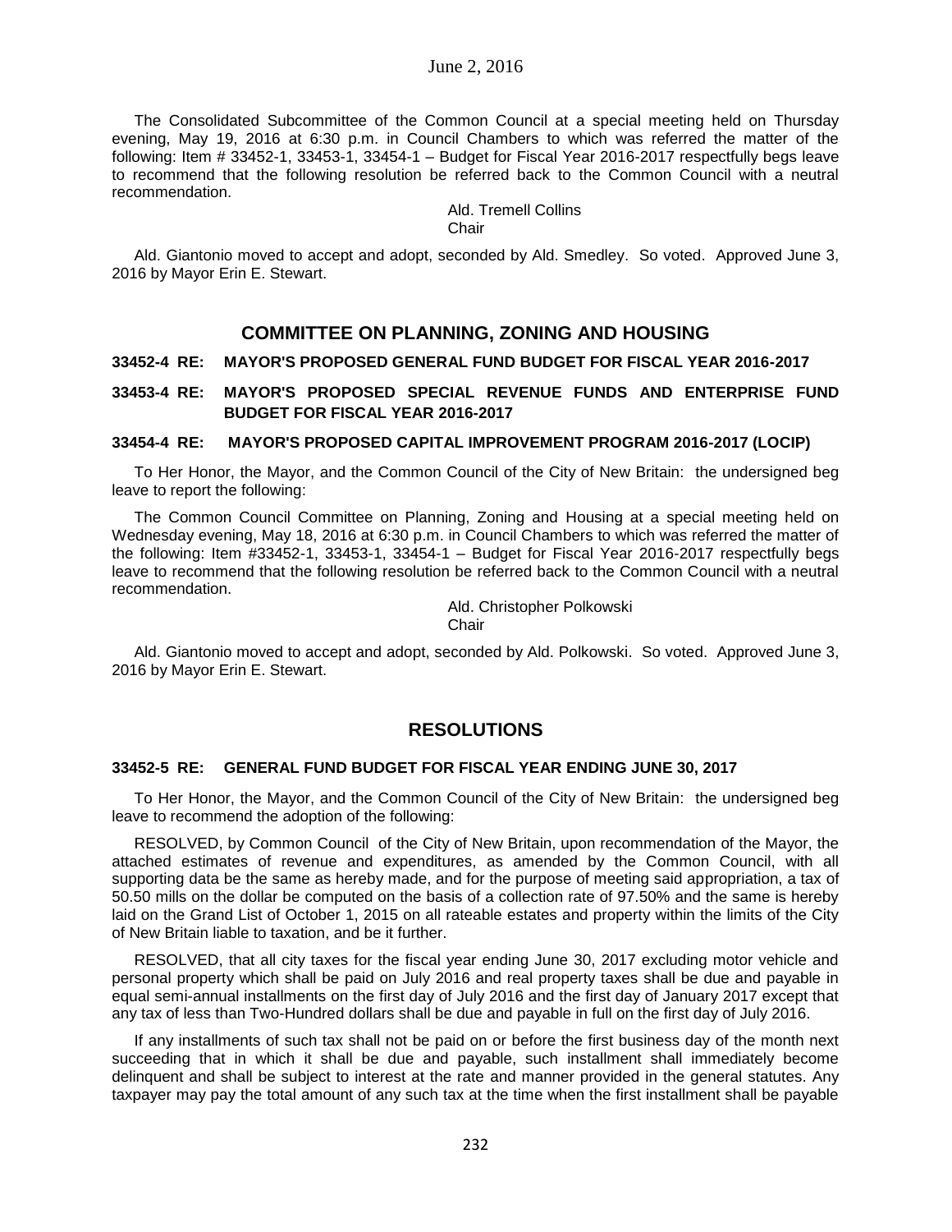The Consolidated Subcommittee of the Common Council at a special meeting held on Thursday evening, May 19, 2016 at 6:30 p.m. in Council Chambers to which was referred the matter of the following: Item # 33452-1, 33453-1, 33454-1 – Budget for Fiscal Year 2016-2017 respectfully begs leave to recommend that the following resolution be referred back to the Common Council with a neutral recommendation.

Ald. Tremell Collins
Chair

Ald. Giantonio moved to accept and adopt, seconded by Ald. Smedley. So voted. Approved June 3, 2016 by Mayor Erin E. Stewart.

## COMMITTEE ON PLANNING, ZONING AND HOUSING

**33452-4 RE: MAYOR'S PROPOSED GENERAL FUND BUDGET FOR FISCAL YEAR 2016-2017**

**33453-4 RE: MAYOR'S PROPOSED SPECIAL REVENUE FUNDS AND ENTERPRISE FUND BUDGET FOR FISCAL YEAR 2016-2017**

**33454-4 RE: MAYOR'S PROPOSED CAPITAL IMPROVEMENT PROGRAM 2016-2017 (LOCIP)**

To Her Honor, the Mayor, and the Common Council of the City of New Britain: the undersigned beg leave to report the following:

The Common Council Committee on Planning, Zoning and Housing at a special meeting held on Wednesday evening, May 18, 2016 at 6:30 p.m. in Council Chambers to which was referred the matter of the following: Item #33452-1, 33453-1, 33454-1 – Budget for Fiscal Year 2016-2017 respectfully begs leave to recommend that the following resolution be referred back to the Common Council with a neutral recommendation.

Ald. Christopher Polkowski
Chair

Ald. Giantonio moved to accept and adopt, seconded by Ald. Polkowski. So voted. Approved June 3, 2016 by Mayor Erin E. Stewart.

## RESOLUTIONS

**33452-5 RE: GENERAL FUND BUDGET FOR FISCAL YEAR ENDING JUNE 30, 2017**

To Her Honor, the Mayor, and the Common Council of the City of New Britain: the undersigned beg leave to recommend the adoption of the following:

RESOLVED, by Common Council of the City of New Britain, upon recommendation of the Mayor, the attached estimates of revenue and expenditures, as amended by the Common Council, with all supporting data be the same as hereby made, and for the purpose of meeting said appropriation, a tax of 50.50 mills on the dollar be computed on the basis of a collection rate of 97.50% and the same is hereby laid on the Grand List of October 1, 2015 on all rateable estates and property within the limits of the City of New Britain liable to taxation, and be it further.

RESOLVED, that all city taxes for the fiscal year ending June 30, 2017 excluding motor vehicle and personal property which shall be paid on July 2016 and real property taxes shall be due and payable in equal semi-annual installments on the first day of July 2016 and the first day of January 2017 except that any tax of less than Two-Hundred dollars shall be due and payable in full on the first day of July 2016.

If any installments of such tax shall not be paid on or before the first business day of the month next succeeding that in which it shall be due and payable, such installment shall immediately become delinquent and shall be subject to interest at the rate and manner provided in the general statutes. Any taxpayer may pay the total amount of any such tax at the time when the first installment shall be payable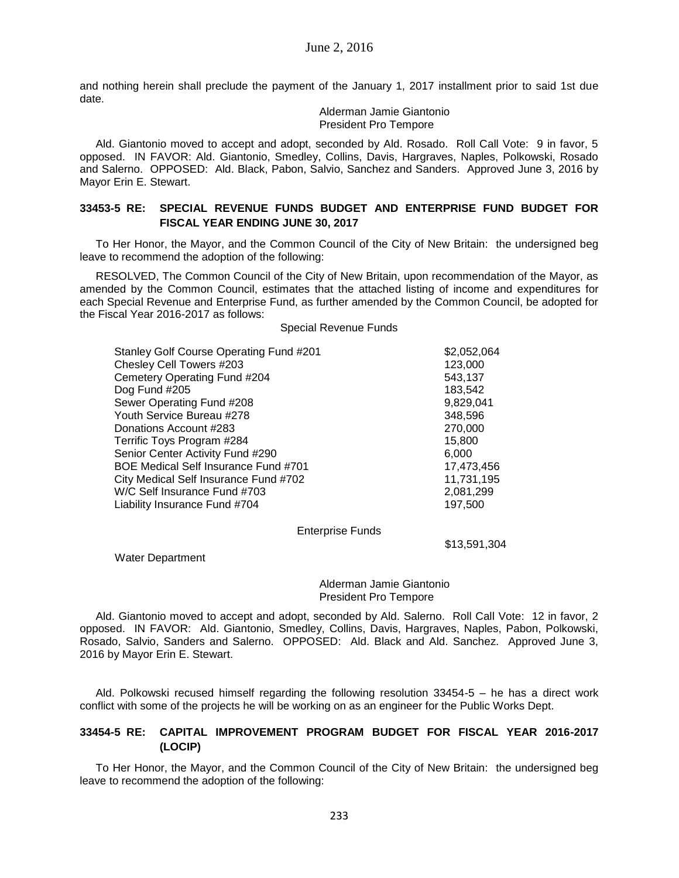and nothing herein shall preclude the payment of the January 1, 2017 installment prior to said 1st due date.

Alderman Jamie Giantonio
President Pro Tempore

Ald. Giantonio moved to accept and adopt, seconded by Ald. Rosado. Roll Call Vote: 9 in favor, 5 opposed. IN FAVOR: Ald. Giantonio, Smedley, Collins, Davis, Hargraves, Naples, Polkowski, Rosado and Salerno. OPPOSED: Ald. Black, Pabon, Salvio, Sanchez and Sanders. Approved June 3, 2016 by Mayor Erin E. Stewart.

### 33453-5 RE: SPECIAL REVENUE FUNDS BUDGET AND ENTERPRISE FUND BUDGET FOR FISCAL YEAR ENDING JUNE 30, 2017

To Her Honor, the Mayor, and the Common Council of the City of New Britain: the undersigned beg leave to recommend the adoption of the following:

RESOLVED, The Common Council of the City of New Britain, upon recommendation of the Mayor, as amended by the Common Council, estimates that the attached listing of income and expenditures for each Special Revenue and Enterprise Fund, as further amended by the Common Council, be adopted for the Fiscal Year 2016-2017 as follows:

Special Revenue Funds

| | |
|---|---|
| Stanley Golf Course Operating Fund #201 | \$2,052,064 |
| Chesley Cell Towers #203 | 123,000 |
| Cemetery Operating Fund #204 | 543,137 |
| Dog Fund #205 | 183,542 |
| Sewer Operating Fund #208 | 9,829,041 |
| Youth Service Bureau #278 | 348,596 |
| Donations Account #283 | 270,000 |
| Terrific Toys Program #284 | 15,800 |
| Senior Center Activity Fund #290 | 6,000 |
| BOE Medical Self Insurance Fund #701 | 17,473,456 |
| City Medical Self Insurance Fund #702 | 11,731,195 |
| W/C Self Insurance Fund #703 | 2,081,299 |
| Liability Insurance Fund #704 | 197,500 |

Enterprise Funds

| | |
|---|---|
| Water Department | \$13,591,304 |

Alderman Jamie Giantonio
President Pro Tempore

Ald. Giantonio moved to accept and adopt, seconded by Ald. Salerno. Roll Call Vote: 12 in favor, 2 opposed. IN FAVOR: Ald. Giantonio, Smedley, Collins, Davis, Hargraves, Naples, Pabon, Polkowski, Rosado, Salvio, Sanders and Salerno. OPPOSED: Ald. Black and Ald. Sanchez. Approved June 3, 2016 by Mayor Erin E. Stewart.

Ald. Polkowski recused himself regarding the following resolution 33454-5 – he has a direct work conflict with some of the projects he will be working on as an engineer for the Public Works Dept.

### 33454-5 RE: CAPITAL IMPROVEMENT PROGRAM BUDGET FOR FISCAL YEAR 2016-2017 (LOCIP)

To Her Honor, the Mayor, and the Common Council of the City of New Britain: the undersigned beg leave to recommend the adoption of the following: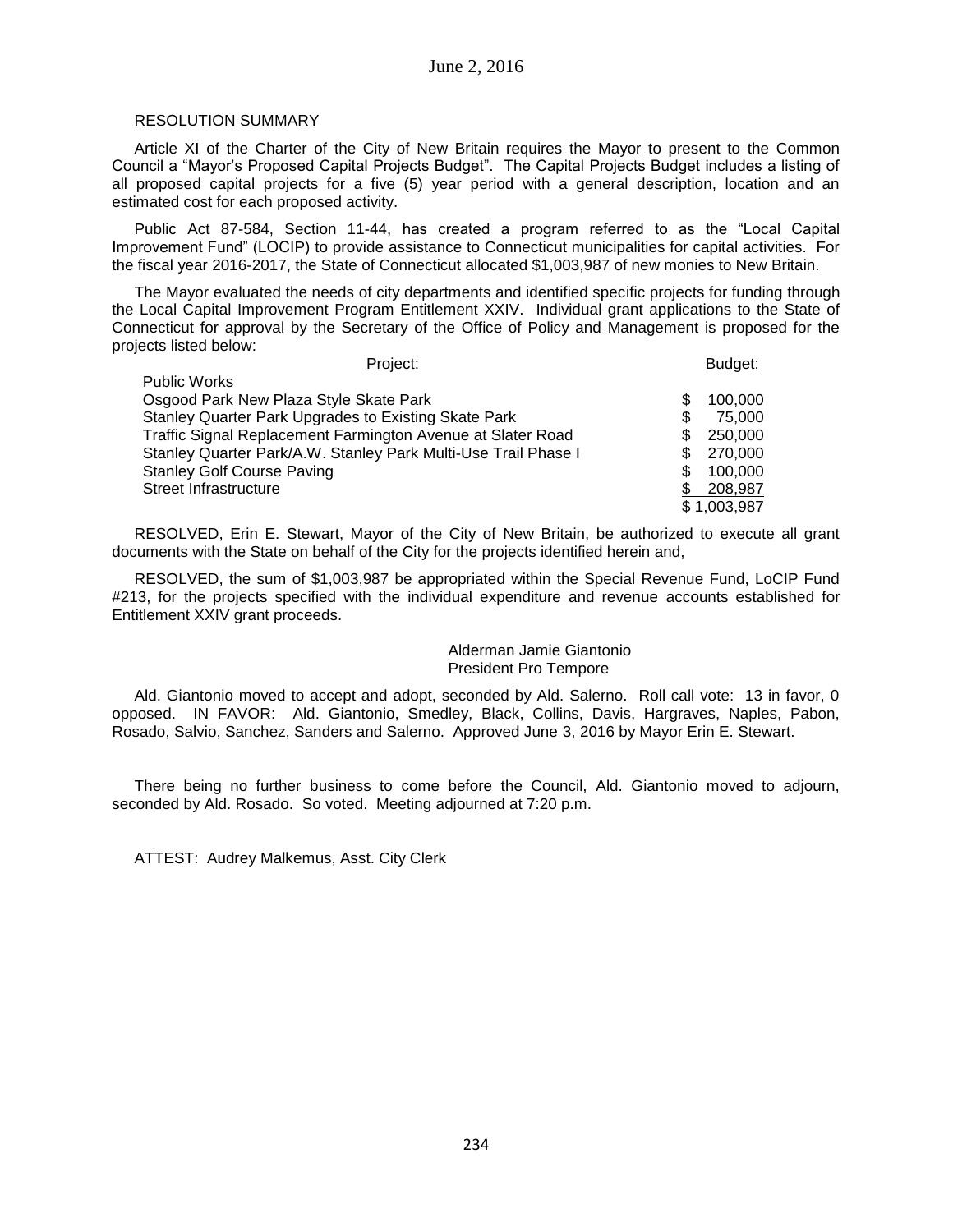RESOLUTION SUMMARY

Article XI of the Charter of the City of New Britain requires the Mayor to present to the Common Council a "Mayor's Proposed Capital Projects Budget". The Capital Projects Budget includes a listing of all proposed capital projects for a five (5) year period with a general description, location and an estimated cost for each proposed activity.

Public Act 87-584, Section 11-44, has created a program referred to as the "Local Capital Improvement Fund" (LOCIP) to provide assistance to Connecticut municipalities for capital activities. For the fiscal year 2016-2017, the State of Connecticut allocated $1,003,987 of new monies to New Britain.

The Mayor evaluated the needs of city departments and identified specific projects for funding through the Local Capital Improvement Program Entitlement XXIV. Individual grant applications to the State of Connecticut for approval by the Secretary of the Office of Policy and Management is proposed for the projects listed below:

| Project: | Budget: |
|---|---|
| Public Works | |
| Osgood Park New Plaza Style Skate Park | $ 100,000 |
| Stanley Quarter Park Upgrades to Existing Skate Park | $ 75,000 |
| Traffic Signal Replacement Farmington Avenue at Slater Road | $ 250,000 |
| Stanley Quarter Park/A.W. Stanley Park Multi-Use Trail Phase I | $ 270,000 |
| Stanley Golf Course Paving | $ 100,000 |
| Street Infrastructure | $ 208,987 |
| | $ 1,003,987 |

RESOLVED, Erin E. Stewart, Mayor of the City of New Britain, be authorized to execute all grant documents with the State on behalf of the City for the projects identified herein and,

RESOLVED, the sum of $1,003,987 be appropriated within the Special Revenue Fund, LoCIP Fund #213, for the projects specified with the individual expenditure and revenue accounts established for Entitlement XXIV grant proceeds.

Alderman Jamie Giantonio
President Pro Tempore

Ald. Giantonio moved to accept and adopt, seconded by Ald. Salerno. Roll call vote: 13 in favor, 0 opposed. IN FAVOR: Ald. Giantonio, Smedley, Black, Collins, Davis, Hargraves, Naples, Pabon, Rosado, Salvio, Sanchez, Sanders and Salerno. Approved June 3, 2016 by Mayor Erin E. Stewart.

There being no further business to come before the Council, Ald. Giantonio moved to adjourn, seconded by Ald. Rosado. So voted. Meeting adjourned at 7:20 p.m.

ATTEST: Audrey Malkemus, Asst. City Clerk